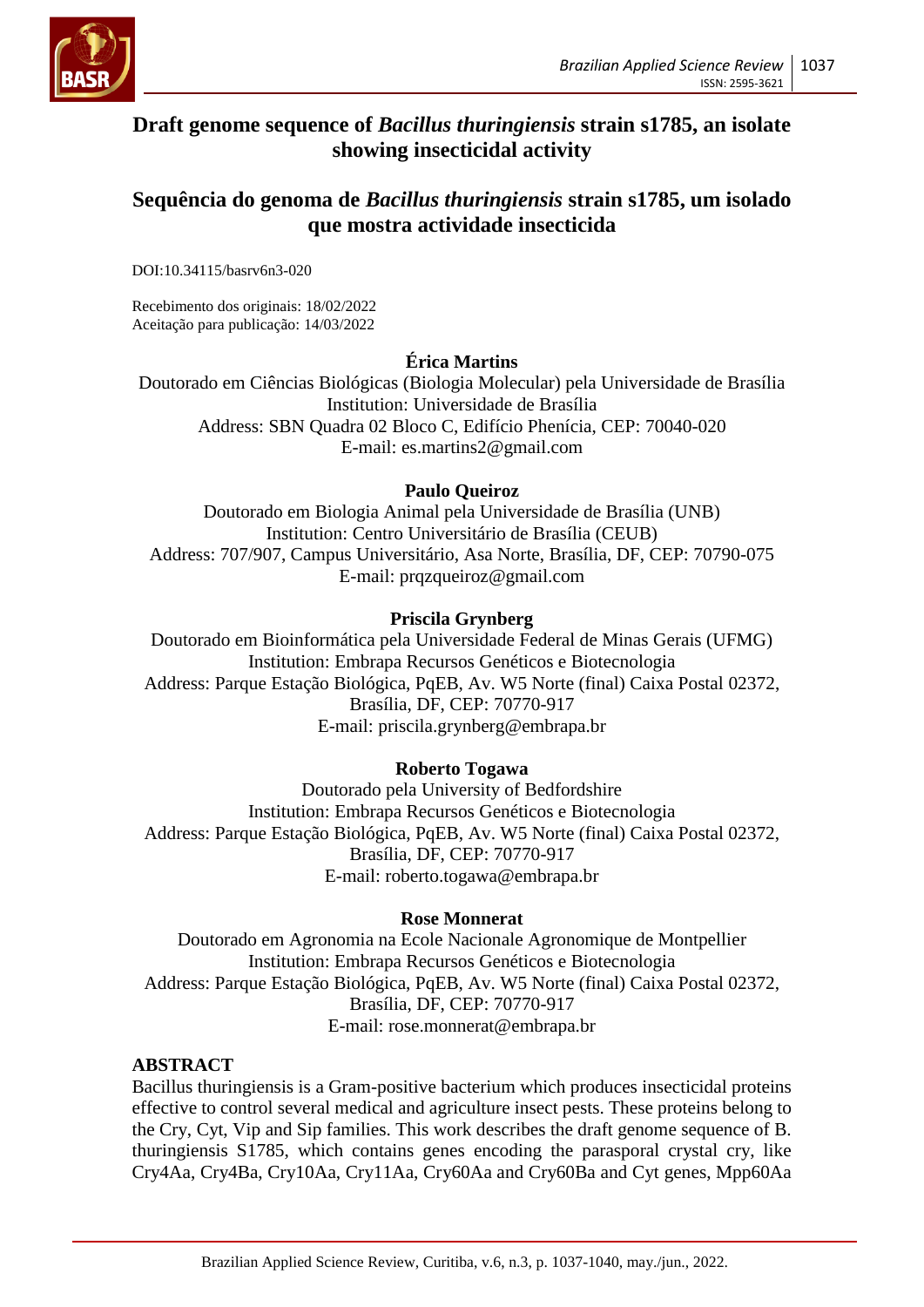# Draft genome sequence of *Bacillus thuringiensis* strain s1785, an isolate showing insecticidal activity

# Sequência do genoma de *Bacillus thuringiensis* strain s1785, um isolado que mostra actividade insecticida

DOI:10.34115/basrv6n3-020

Recebimento dos originais: 18/02/2022
Aceitação para publicação: 14/03/2022

**Érica Martins**
Doutorado em Ciências Biológicas (Biologia Molecular) pela Universidade de Brasília
Institution: Universidade de Brasília
Address: SBN Quadra 02 Bloco C, Edifício Phenícia, CEP: 70040-020
E-mail: es.martins2@gmail.com

**Paulo Queiroz**
Doutorado em Biologia Animal pela Universidade de Brasília (UNB)
Institution: Centro Universitário de Brasília (CEUB)
Address: 707/907, Campus Universitário, Asa Norte, Brasília, DF, CEP: 70790-075
E-mail: prqzqueiroz@gmail.com

**Priscila Grynberg**
Doutorado em Bioinformática pela Universidade Federal de Minas Gerais (UFMG)
Institution: Embrapa Recursos Genéticos e Biotecnologia
Address: Parque Estação Biológica, PqEB, Av. W5 Norte (final) Caixa Postal 02372, Brasília, DF, CEP: 70770-917
E-mail: priscila.grynberg@embrapa.br

**Roberto Togawa**
Doutorado pela University of Bedfordshire
Institution: Embrapa Recursos Genéticos e Biotecnologia
Address: Parque Estação Biológica, PqEB, Av. W5 Norte (final) Caixa Postal 02372, Brasília, DF, CEP: 70770-917
E-mail: roberto.togawa@embrapa.br

**Rose Monnerat**
Doutorado em Agronomia na Ecole Nacionale Agronomique de Montpellier
Institution: Embrapa Recursos Genéticos e Biotecnologia
Address: Parque Estação Biológica, PqEB, Av. W5 Norte (final) Caixa Postal 02372, Brasília, DF, CEP: 70770-917
E-mail: rose.monnerat@embrapa.br

## ABSTRACT

Bacillus thuringiensis is a Gram-positive bacterium which produces insecticidal proteins effective to control several medical and agriculture insect pests. These proteins belong to the Cry, Cyt, Vip and Sip families. This work describes the draft genome sequence of B. thuringiensis S1785, which contains genes encoding the parasporal crystal cry, like Cry4Aa, Cry4Ba, Cry10Aa, Cry11Aa, Cry60Aa and Cry60Ba and Cyt genes, Mpp60Aa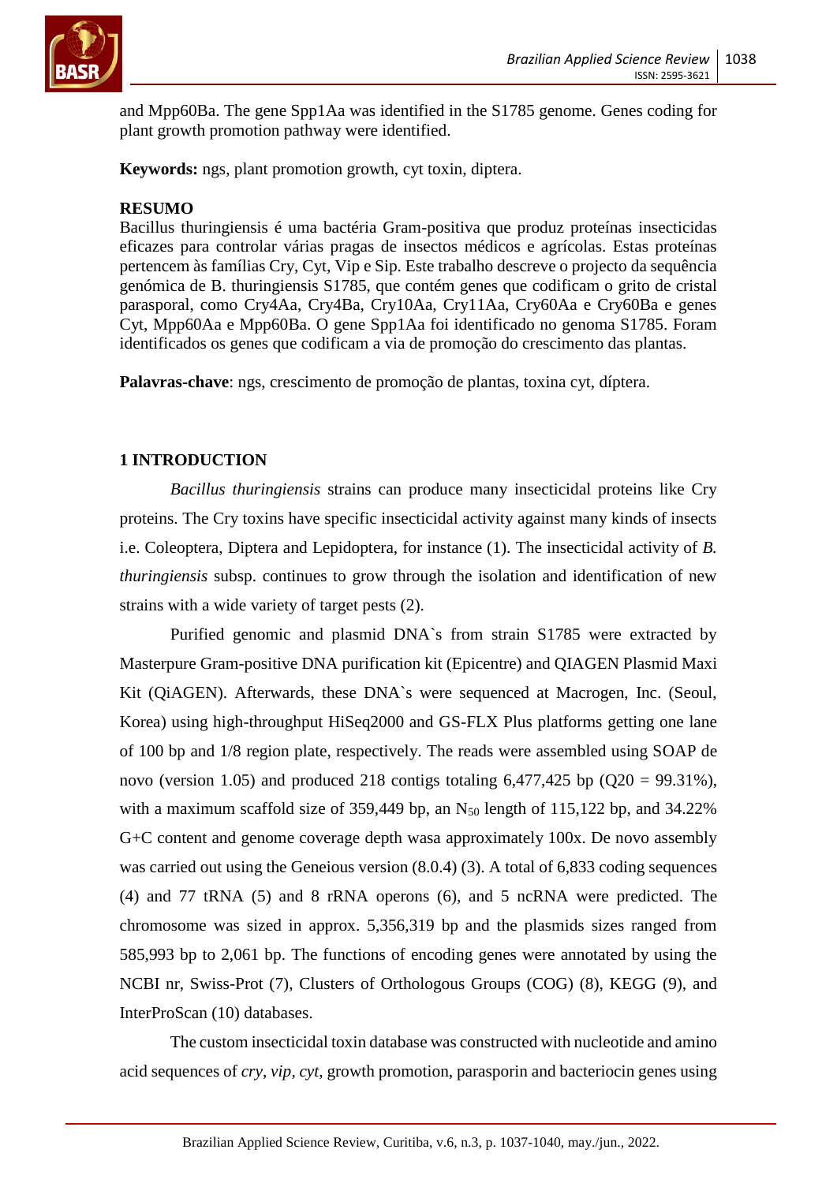and Mpp60Ba. The gene Spp1Aa was identified in the S1785 genome. Genes coding for plant growth promotion pathway were identified.

**Keywords:** ngs, plant promotion growth, cyt toxin, diptera.

**RESUMO**

Bacillus thuringiensis é uma bactéria Gram-positiva que produz proteínas insecticidas eficazes para controlar várias pragas de insectos médicos e agrícolas. Estas proteínas pertencem às famílias Cry, Cyt, Vip e Sip. Este trabalho descreve o projecto da sequência genómica de B. thuringiensis S1785, que contém genes que codificam o grito de cristal parasporal, como Cry4Aa, Cry4Ba, Cry10Aa, Cry11Aa, Cry60Aa e Cry60Ba e genes Cyt, Mpp60Aa e Mpp60Ba. O gene Spp1Aa foi identificado no genoma S1785. Foram identificados os genes que codificam a via de promoção do crescimento das plantas.

**Palavras-chave**: ngs, crescimento de promoção de plantas, toxina cyt, díptera.

## 1 INTRODUCTION

*Bacillus thuringiensis* strains can produce many insecticidal proteins like Cry proteins. The Cry toxins have specific insecticidal activity against many kinds of insects i.e. Coleoptera, Diptera and Lepidoptera, for instance (1). The insecticidal activity of *B. thuringiensis* subsp. continues to grow through the isolation and identification of new strains with a wide variety of target pests (2).

Purified genomic and plasmid DNA`s from strain S1785 were extracted by Masterpure Gram-positive DNA purification kit (Epicentre) and QIAGEN Plasmid Maxi Kit (QiAGEN). Afterwards, these DNA`s were sequenced at Macrogen, Inc. (Seoul, Korea) using high-throughput HiSeq2000 and GS-FLX Plus platforms getting one lane of 100 bp and 1/8 region plate, respectively. The reads were assembled using SOAP de novo (version 1.05) and produced 218 contigs totaling 6,477,425 bp (Q20 = 99.31%), with a maximum scaffold size of 359,449 bp, an $N_{50}$ length of 115,122 bp, and 34.22% G+C content and genome coverage depth wasa approximately 100x. De novo assembly was carried out using the Geneious version (8.0.4) (3). A total of 6,833 coding sequences (4) and 77 tRNA (5) and 8 rRNA operons (6), and 5 ncRNA were predicted. The chromosome was sized in approx. 5,356,319 bp and the plasmids sizes ranged from 585,993 bp to 2,061 bp. The functions of encoding genes were annotated by using the NCBI nr, Swiss-Prot (7), Clusters of Orthologous Groups (COG) (8), KEGG (9), and InterProScan (10) databases.

The custom insecticidal toxin database was constructed with nucleotide and amino acid sequences of *cry*, *vip*, *cyt*, growth promotion, parasporin and bacteriocin genes using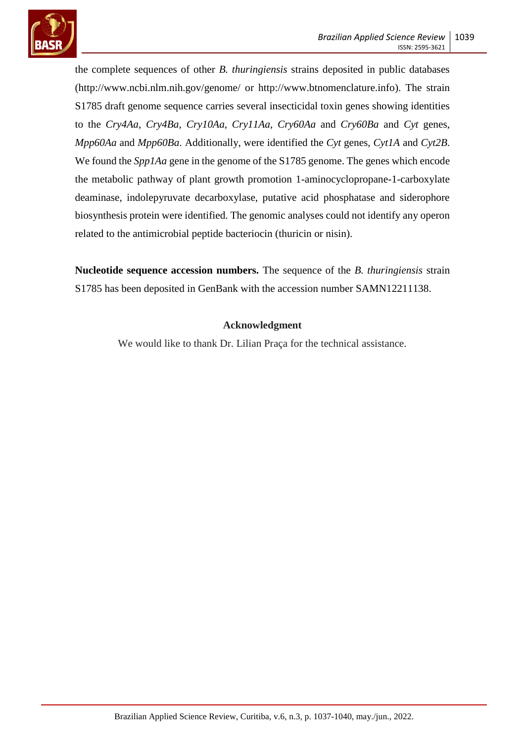the complete sequences of other *B. thuringiensis* strains deposited in public databases (http://www.ncbi.nlm.nih.gov/genome/ or http://www.btnomenclature.info). The strain S1785 draft genome sequence carries several insecticidal toxin genes showing identities to the *Cry4Aa*, *Cry4Ba*, *Cry10Aa*, *Cry11Aa*, *Cry60Aa* and *Cry60Ba* and *Cyt* genes, *Mpp60Aa* and *Mpp60Ba*. Additionally, were identified the *Cyt* genes, *Cyt1A* and *Cyt2B*. We found the *Spp1Aa* gene in the genome of the S1785 genome. The genes which encode the metabolic pathway of plant growth promotion 1-aminocyclopropane-1-carboxylate deaminase, indolepyruvate decarboxylase, putative acid phosphatase and siderophore biosynthesis protein were identified. The genomic analyses could not identify any operon related to the antimicrobial peptide bacteriocin (thuricin or nisin).

**Nucleotide sequence accession numbers.** The sequence of the *B. thuringiensis* strain S1785 has been deposited in GenBank with the accession number SAMN12211138.

## Acknowledgment

We would like to thank Dr. Lilian Praça for the technical assistance.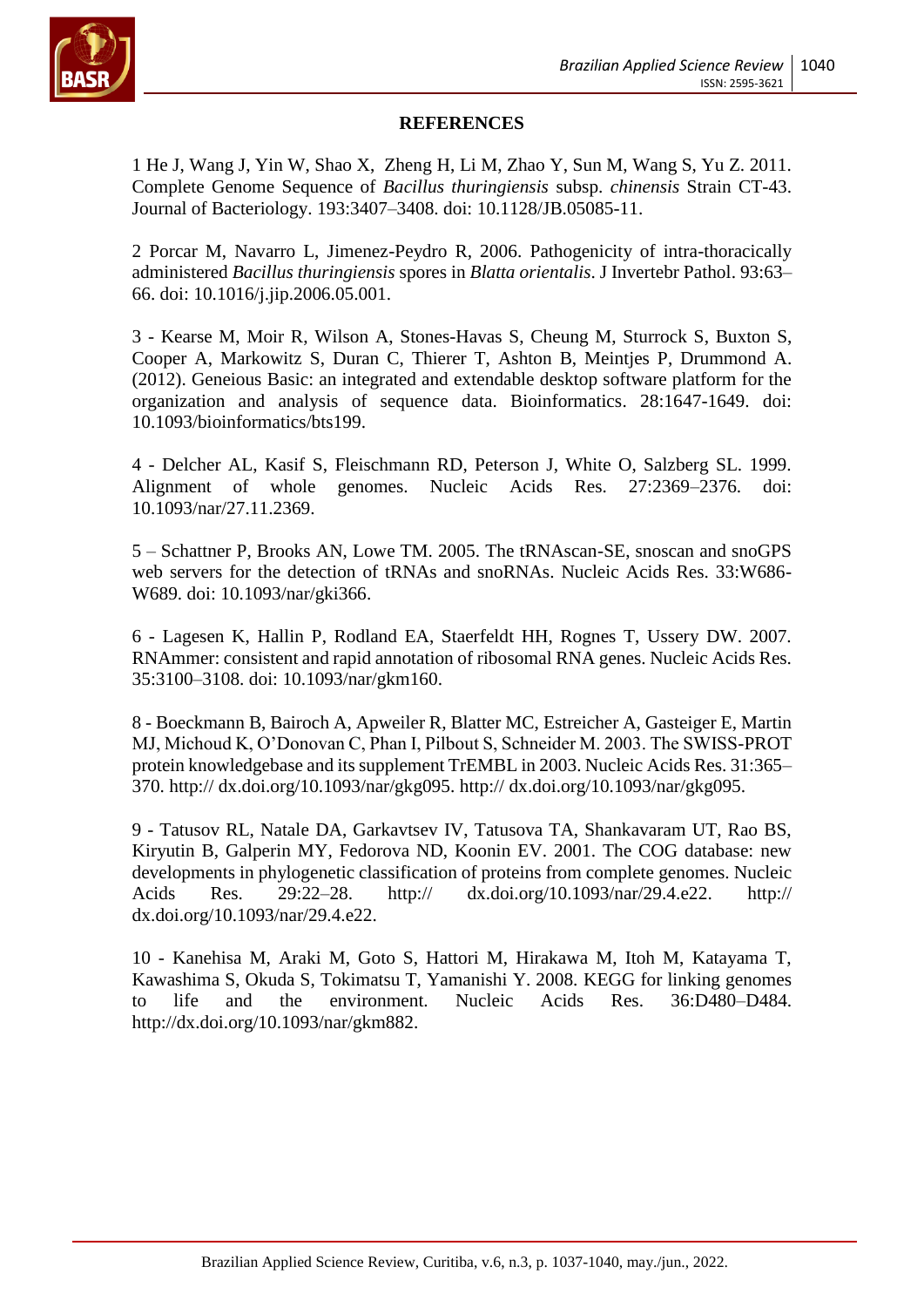## REFERENCES

1 He J, Wang J, Yin W, Shao X, Zheng H, Li M, Zhao Y, Sun M, Wang S, Yu Z. 2011. Complete Genome Sequence of *Bacillus thuringiensis* subsp. *chinensis* Strain CT-43. Journal of Bacteriology. 193:3407–3408. doi: 10.1128/JB.05085-11.

2 Porcar M, Navarro L, Jimenez-Peydro R, 2006. Pathogenicity of intra-thoracically administered *Bacillus thuringiensis* spores in *Blatta orientalis*. J Invertebr Pathol. 93:63–66. doi: 10.1016/j.jip.2006.05.001.

3 - Kearse M, Moir R, Wilson A, Stones-Havas S, Cheung M, Sturrock S, Buxton S, Cooper A, Markowitz S, Duran C, Thierer T, Ashton B, Meintjes P, Drummond A. (2012). Geneious Basic: an integrated and extendable desktop software platform for the organization and analysis of sequence data. Bioinformatics. 28:1647-1649. doi: 10.1093/bioinformatics/bts199.

4 - Delcher AL, Kasif S, Fleischmann RD, Peterson J, White O, Salzberg SL. 1999. Alignment of whole genomes. Nucleic Acids Res. 27:2369–2376. doi: 10.1093/nar/27.11.2369.

5 – Schattner P, Brooks AN, Lowe TM. 2005. The tRNAscan-SE, snoscan and snoGPS web servers for the detection of tRNAs and snoRNAs. Nucleic Acids Res. 33:W686-W689. doi: 10.1093/nar/gki366.

6 - Lagesen K, Hallin P, Rodland EA, Staerfeldt HH, Rognes T, Ussery DW. 2007. RNAmmer: consistent and rapid annotation of ribosomal RNA genes. Nucleic Acids Res. 35:3100–3108. doi: 10.1093/nar/gkm160.

8 - Boeckmann B, Bairoch A, Apweiler R, Blatter MC, Estreicher A, Gasteiger E, Martin MJ, Michoud K, O'Donovan C, Phan I, Pilbout S, Schneider M. 2003. The SWISS-PROT protein knowledgebase and its supplement TrEMBL in 2003. Nucleic Acids Res. 31:365–370. http:// dx.doi.org/10.1093/nar/gkg095. http:// dx.doi.org/10.1093/nar/gkg095.

9 - Tatusov RL, Natale DA, Garkavtsev IV, Tatusova TA, Shankavaram UT, Rao BS, Kiryutin B, Galperin MY, Fedorova ND, Koonin EV. 2001. The COG database: new developments in phylogenetic classification of proteins from complete genomes. Nucleic Acids Res. 29:22–28. http:// dx.doi.org/10.1093/nar/29.4.e22. http:// dx.doi.org/10.1093/nar/29.4.e22.

10 - Kanehisa M, Araki M, Goto S, Hattori M, Hirakawa M, Itoh M, Katayama T, Kawashima S, Okuda S, Tokimatsu T, Yamanishi Y. 2008. KEGG for linking genomes to life and the environment. Nucleic Acids Res. 36:D480–D484. http://dx.doi.org/10.1093/nar/gkm882.